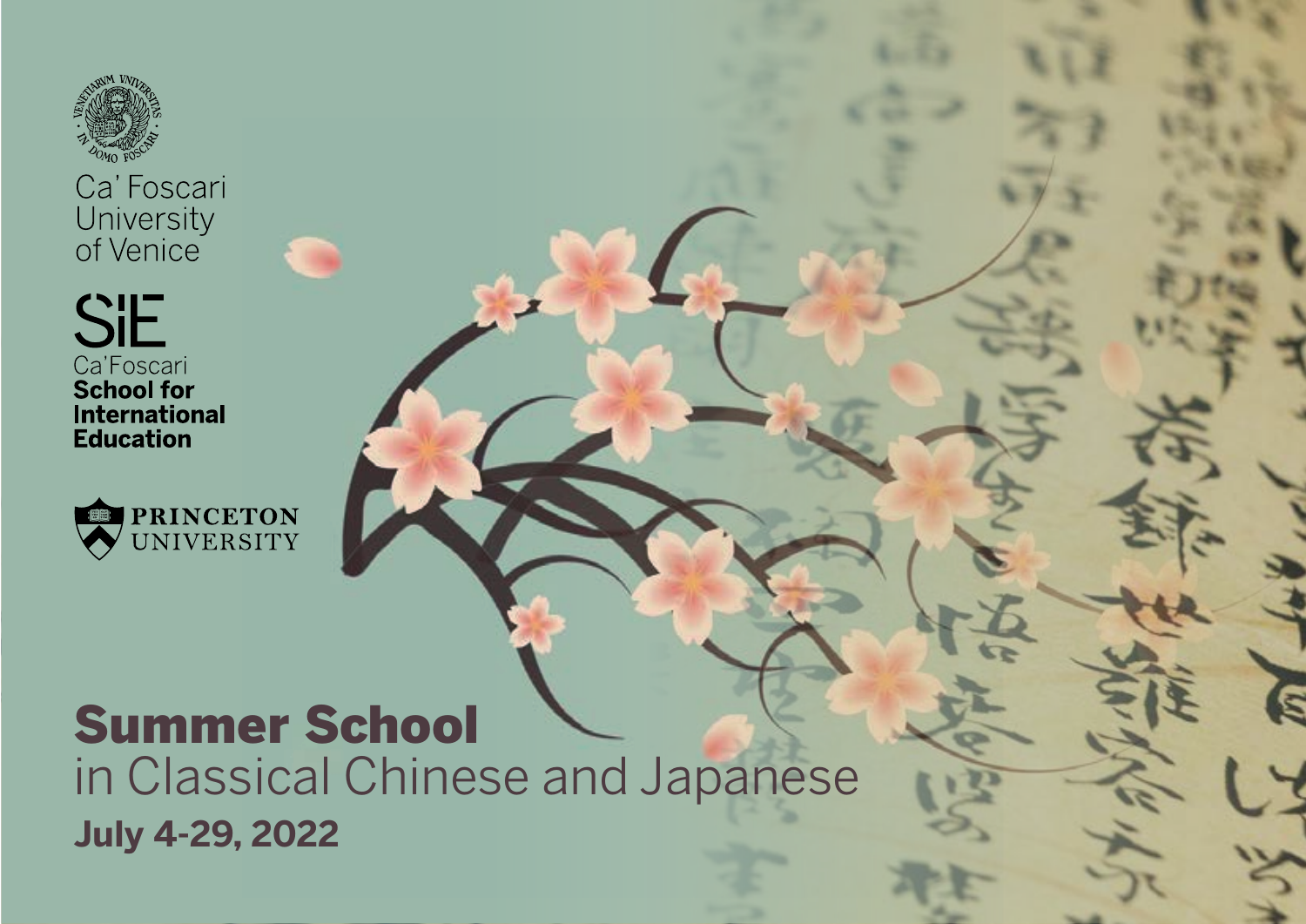Ca' Foscari University of Venice

SIE Ca'Foscari **School for International Education**

PRINCETON UNIVERSITY

# Summer School

## in Classical Chinese and Japanese

**July 4-29, 2022**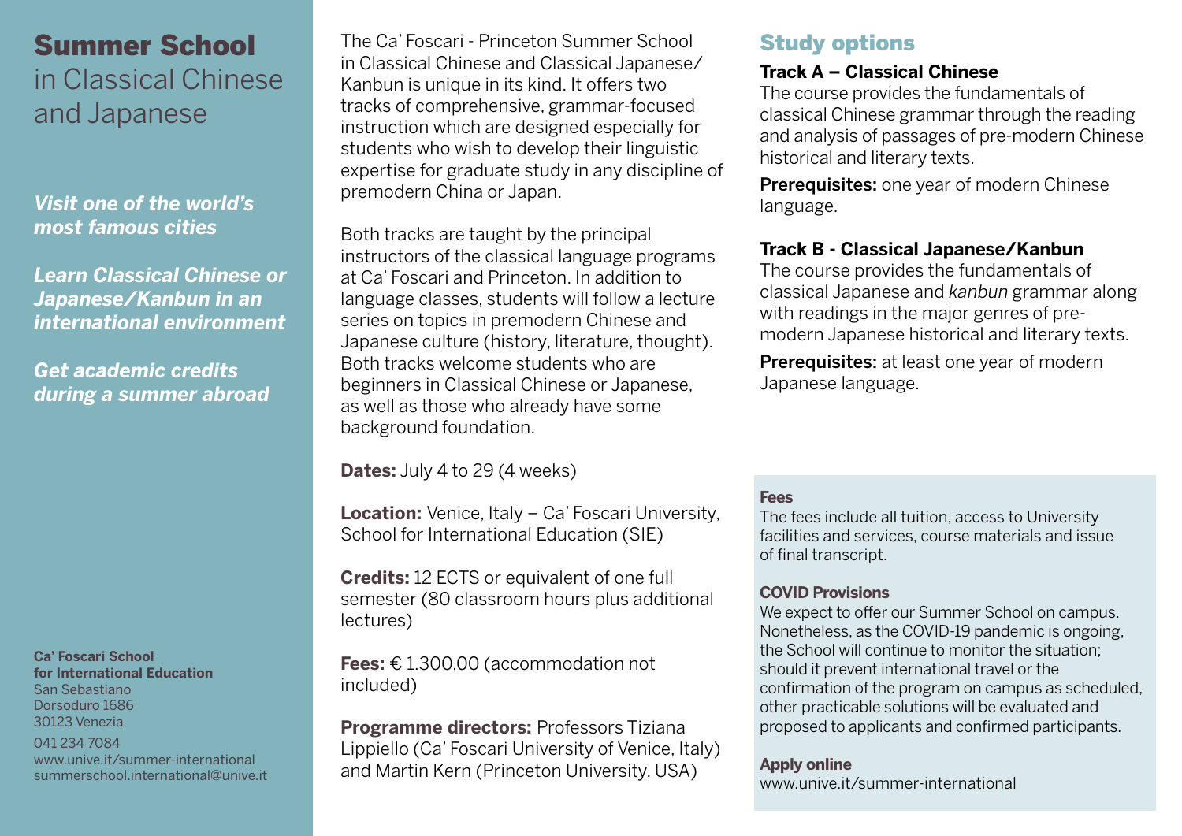# Summer School
## in Classical Chinese and Japanese

***Visit one of the world's most famous cities***

***Learn Classical Chinese or Japanese/Kanbun in an international environment***

***Get academic credits during a summer abroad***

**Ca' Foscari School for International Education**
San Sebastiano
Dorsoduro 1686
30123 Venezia

041 234 7084
www.unive.it/summer-international
summerschool.international@unive.it

The Ca' Foscari - Princeton Summer School in Classical Chinese and Classical Japanese/ Kanbun is unique in its kind. It offers two tracks of comprehensive, grammar-focused instruction which are designed especially for students who wish to develop their linguistic expertise for graduate study in any discipline of premodern China or Japan.

Both tracks are taught by the principal instructors of the classical language programs at Ca' Foscari and Princeton. In addition to language classes, students will follow a lecture series on topics in premodern Chinese and Japanese culture (history, literature, thought). Both tracks welcome students who are beginners in Classical Chinese or Japanese, as well as those who already have some background foundation.

**Dates:** July 4 to 29 (4 weeks)

**Location:** Venice, Italy – Ca' Foscari University, School for International Education (SIE)

**Credits:** 12 ECTS or equivalent of one full semester (80 classroom hours plus additional lectures)

**Fees:** € 1.300,00 (accommodation not included)

**Programme directors:** Professors Tiziana Lippiello (Ca' Foscari University of Venice, Italy) and Martin Kern (Princeton University, USA)

## Study options

### Track A – Classical Chinese

The course provides the fundamentals of classical Chinese grammar through the reading and analysis of passages of pre-modern Chinese historical and literary texts.

**Prerequisites:** one year of modern Chinese language.

### Track B - Classical Japanese/Kanbun

The course provides the fundamentals of classical Japanese and *kanbun* grammar along with readings in the major genres of pre-modern Japanese historical and literary texts.

**Prerequisites:** at least one year of modern Japanese language.

**Fees**
The fees include all tuition, access to University facilities and services, course materials and issue of final transcript.

**COVID Provisions**
We expect to offer our Summer School on campus. Nonetheless, as the COVID-19 pandemic is ongoing, the School will continue to monitor the situation; should it prevent international travel or the confirmation of the program on campus as scheduled, other practicable solutions will be evaluated and proposed to applicants and confirmed participants.

**Apply online**
www.unive.it/summer-international